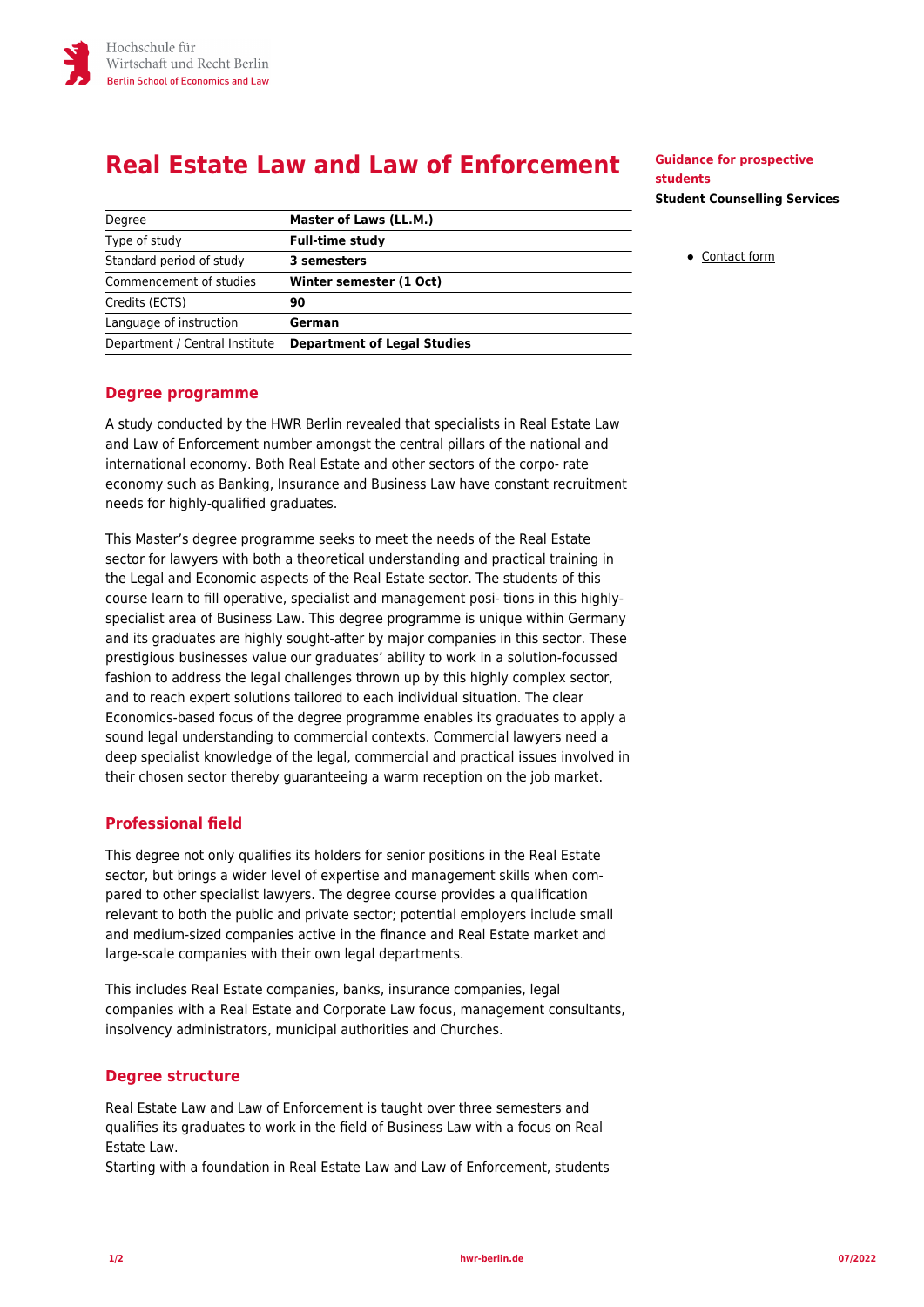# Real Estate Law and Law of Enforcement

| Degree | Master of Laws (LL.M.) |
|---|---|
| Type of study | Full-time study |
| Standard period of study | 3 semesters |
| Commencement of studies | Winter semester (1 Oct) |
| Credits (ECTS) | 90 |
| Language of instruction | German |
| Department / Central Institute | Department of Legal Studies |

**Guidance for prospective students**

**Student Counselling Services**

- Contact form

## Degree programme

A study conducted by the HWR Berlin revealed that specialists in Real Estate Law and Law of Enforcement number amongst the central pillars of the national and international economy. Both Real Estate and other sectors of the corpo- rate economy such as Banking, Insurance and Business Law have constant recruitment needs for highly-qualified graduates.

This Master's degree programme seeks to meet the needs of the Real Estate sector for lawyers with both a theoretical understanding and practical training in the Legal and Economic aspects of the Real Estate sector. The students of this course learn to fill operative, specialist and management posi- tions in this highly-specialist area of Business Law. This degree programme is unique within Germany and its graduates are highly sought-after by major companies in this sector. These prestigious businesses value our graduates' ability to work in a solution-focussed fashion to address the legal challenges thrown up by this highly complex sector, and to reach expert solutions tailored to each individual situation. The clear Economics-based focus of the degree programme enables its graduates to apply a sound legal understanding to commercial contexts. Commercial lawyers need a deep specialist knowledge of the legal, commercial and practical issues involved in their chosen sector thereby guaranteeing a warm reception on the job market.

## Professional field

This degree not only qualifies its holders for senior positions in the Real Estate sector, but brings a wider level of expertise and management skills when com- pared to other specialist lawyers. The degree course provides a qualification relevant to both the public and private sector; potential employers include small and medium-sized companies active in the finance and Real Estate market and large-scale companies with their own legal departments.

This includes Real Estate companies, banks, insurance companies, legal companies with a Real Estate and Corporate Law focus, management consultants, insolvency administrators, municipal authorities and Churches.

## Degree structure

Real Estate Law and Law of Enforcement is taught over three semesters and qualifies its graduates to work in the field of Business Law with a focus on Real Estate Law.
Starting with a foundation in Real Estate Law and Law of Enforcement, students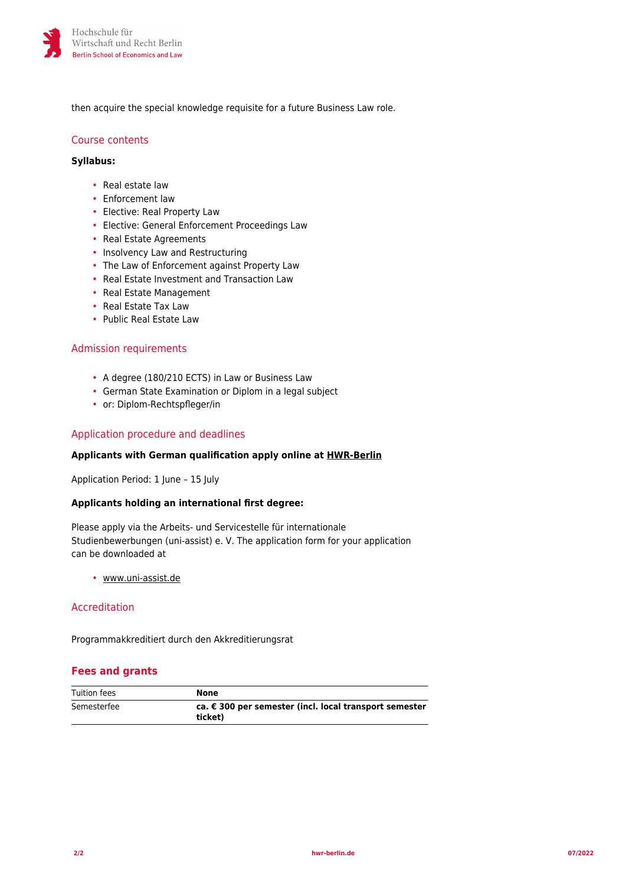then acquire the special knowledge requisite for a future Business Law role.

## Course contents

**Syllabus:**

- Real estate law
- Enforcement law
- Elective: Real Property Law
- Elective: General Enforcement Proceedings Law
- Real Estate Agreements
- Insolvency Law and Restructuring
- The Law of Enforcement against Property Law
- Real Estate Investment and Transaction Law
- Real Estate Management
- Real Estate Tax Law
- Public Real Estate Law

## Admission requirements

- A degree (180/210 ECTS) in Law or Business Law
- German State Examination or Diplom in a legal subject
- or: Diplom-Rechtspfleger/in

## Application procedure and deadlines

**Applicants with German qualification apply online at HWR-Berlin**

Application Period: 1 June – 15 July

**Applicants holding an international first degree:**

Please apply via the Arbeits- und Servicestelle für internationale Studienbewerbungen (uni-assist) e. V. The application form for your application can be downloaded at

- www.uni-assist.de

## Accreditation

Programmakkreditiert durch den Akkreditierungsrat

## Fees and grants

| | |
|---|---|
| Tuition fees | **None** |
| Semesterfee | **ca. € 300 per semester (incl. local transport semester ticket)** |